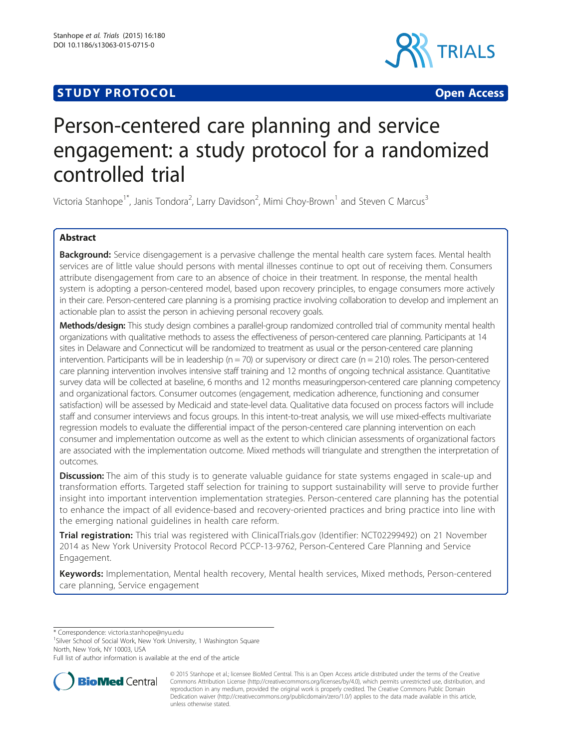STUDY PROTOCOL Open Access

# Person-centered care planning and service engagement: a study protocol for a randomized controlled trial

Victoria Stanhope[1*], Janis Tondora[2], Larry Davidson[2], Mimi Choy-Brown[1] and Steven C Marcus[3]

## Abstract

**Background:** Service disengagement is a pervasive challenge the mental health care system faces. Mental health services are of little value should persons with mental illnesses continue to opt out of receiving them. Consumers attribute disengagement from care to an absence of choice in their treatment. In response, the mental health system is adopting a person-centered model, based upon recovery principles, to engage consumers more actively in their care. Person-centered care planning is a promising practice involving collaboration to develop and implement an actionable plan to assist the person in achieving personal recovery goals.

**Methods/design:** This study design combines a parallel-group randomized controlled trial of community mental health organizations with qualitative methods to assess the effectiveness of person-centered care planning. Participants at 14 sites in Delaware and Connecticut will be randomized to treatment as usual or the person-centered care planning intervention. Participants will be in leadership (n = 70) or supervisory or direct care (n = 210) roles. The person-centered care planning intervention involves intensive staff training and 12 months of ongoing technical assistance. Quantitative survey data will be collected at baseline, 6 months and 12 months measuringperson-centered care planning competency and organizational factors. Consumer outcomes (engagement, medication adherence, functioning and consumer satisfaction) will be assessed by Medicaid and state-level data. Qualitative data focused on process factors will include staff and consumer interviews and focus groups. In this intent-to-treat analysis, we will use mixed-effects multivariate regression models to evaluate the differential impact of the person-centered care planning intervention on each consumer and implementation outcome as well as the extent to which clinician assessments of organizational factors are associated with the implementation outcome. Mixed methods will triangulate and strengthen the interpretation of outcomes.

**Discussion:** The aim of this study is to generate valuable guidance for state systems engaged in scale-up and transformation efforts. Targeted staff selection for training to support sustainability will serve to provide further insight into important intervention implementation strategies. Person-centered care planning has the potential to enhance the impact of all evidence-based and recovery-oriented practices and bring practice into line with the emerging national guidelines in health care reform.

**Trial registration:** This trial was registered with ClinicalTrials.gov (Identifier: NCT02299492) on 21 November 2014 as New York University Protocol Record PCCP-13-9762, Person-Centered Care Planning and Service Engagement.

**Keywords:** Implementation, Mental health recovery, Mental health services, Mixed methods, Person-centered care planning, Service engagement

\* Correspondence: victoria.stanhope@nyu.edu
[1]Silver School of Social Work, New York University, 1 Washington Square North, New York, NY 10003, USA
Full list of author information is available at the end of the article

© 2015 Stanhope et al.; licensee BioMed Central. This is an Open Access article distributed under the terms of the Creative Commons Attribution License (http://creativecommons.org/licenses/by/4.0), which permits unrestricted use, distribution, and reproduction in any medium, provided the original work is properly credited. The Creative Commons Public Domain Dedication waiver (http://creativecommons.org/publicdomain/zero/1.0/) applies to the data made available in this article, unless otherwise stated.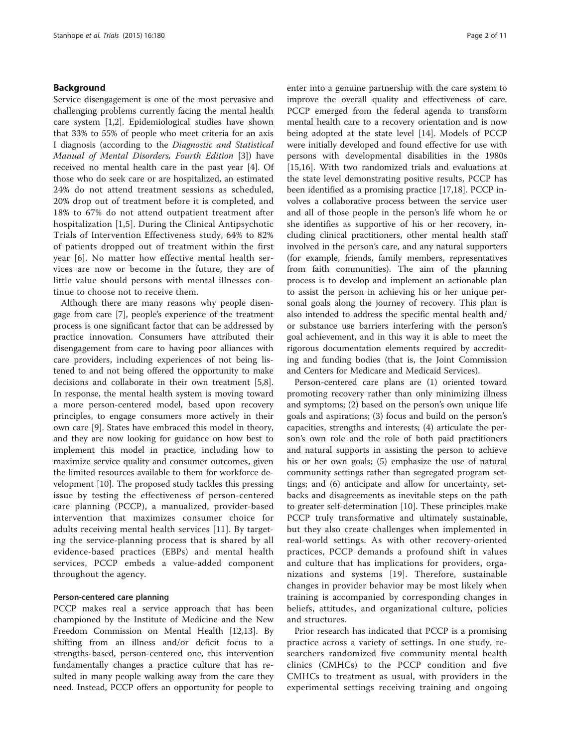## Background

Service disengagement is one of the most pervasive and challenging problems currently facing the mental health care system [1,2]. Epidemiological studies have shown that 33% to 55% of people who meet criteria for an axis I diagnosis (according to the *Diagnostic and Statistical Manual of Mental Disorders, Fourth Edition* [3]) have received no mental health care in the past year [4]. Of those who do seek care or are hospitalized, an estimated 24% do not attend treatment sessions as scheduled, 20% drop out of treatment before it is completed, and 18% to 67% do not attend outpatient treatment after hospitalization [1,5]. During the Clinical Antipsychotic Trials of Intervention Effectiveness study, 64% to 82% of patients dropped out of treatment within the first year [6]. No matter how effective mental health services are now or become in the future, they are of little value should persons with mental illnesses continue to choose not to receive them.

Although there are many reasons why people disengage from care [7], people's experience of the treatment process is one significant factor that can be addressed by practice innovation. Consumers have attributed their disengagement from care to having poor alliances with care providers, including experiences of not being listened to and not being offered the opportunity to make decisions and collaborate in their own treatment [5,8]. In response, the mental health system is moving toward a more person-centered model, based upon recovery principles, to engage consumers more actively in their own care [9]. States have embraced this model in theory, and they are now looking for guidance on how best to implement this model in practice, including how to maximize service quality and consumer outcomes, given the limited resources available to them for workforce development [10]. The proposed study tackles this pressing issue by testing the effectiveness of person-centered care planning (PCCP), a manualized, provider-based intervention that maximizes consumer choice for adults receiving mental health services [11]. By targeting the service-planning process that is shared by all evidence-based practices (EBPs) and mental health services, PCCP embeds a value-added component throughout the agency.

### Person-centered care planning

PCCP makes real a service approach that has been championed by the Institute of Medicine and the New Freedom Commission on Mental Health [12,13]. By shifting from an illness and/or deficit focus to a strengths-based, person-centered one, this intervention fundamentally changes a practice culture that has resulted in many people walking away from the care they need. Instead, PCCP offers an opportunity for people to enter into a genuine partnership with the care system to improve the overall quality and effectiveness of care. PCCP emerged from the federal agenda to transform mental health care to a recovery orientation and is now being adopted at the state level [14]. Models of PCCP were initially developed and found effective for use with persons with developmental disabilities in the 1980s [15,16]. With two randomized trials and evaluations at the state level demonstrating positive results, PCCP has been identified as a promising practice [17,18]. PCCP involves a collaborative process between the service user and all of those people in the person's life whom he or she identifies as supportive of his or her recovery, including clinical practitioners, other mental health staff involved in the person's care, and any natural supporters (for example, friends, family members, representatives from faith communities). The aim of the planning process is to develop and implement an actionable plan to assist the person in achieving his or her unique personal goals along the journey of recovery. This plan is also intended to address the specific mental health and/or substance use barriers interfering with the person's goal achievement, and in this way it is able to meet the rigorous documentation elements required by accrediting and funding bodies (that is, the Joint Commission and Centers for Medicare and Medicaid Services).

Person-centered care plans are (1) oriented toward promoting recovery rather than only minimizing illness and symptoms; (2) based on the person's own unique life goals and aspirations; (3) focus and build on the person's capacities, strengths and interests; (4) articulate the person's own role and the role of both paid practitioners and natural supports in assisting the person to achieve his or her own goals; (5) emphasize the use of natural community settings rather than segregated program settings; and (6) anticipate and allow for uncertainty, setbacks and disagreements as inevitable steps on the path to greater self-determination [10]. These principles make PCCP truly transformative and ultimately sustainable, but they also create challenges when implemented in real-world settings. As with other recovery-oriented practices, PCCP demands a profound shift in values and culture that has implications for providers, organizations and systems [19]. Therefore, sustainable changes in provider behavior may be most likely when training is accompanied by corresponding changes in beliefs, attitudes, and organizational culture, policies and structures.

Prior research has indicated that PCCP is a promising practice across a variety of settings. In one study, researchers randomized five community mental health clinics (CMHCs) to the PCCP condition and five CMHCs to treatment as usual, with providers in the experimental settings receiving training and ongoing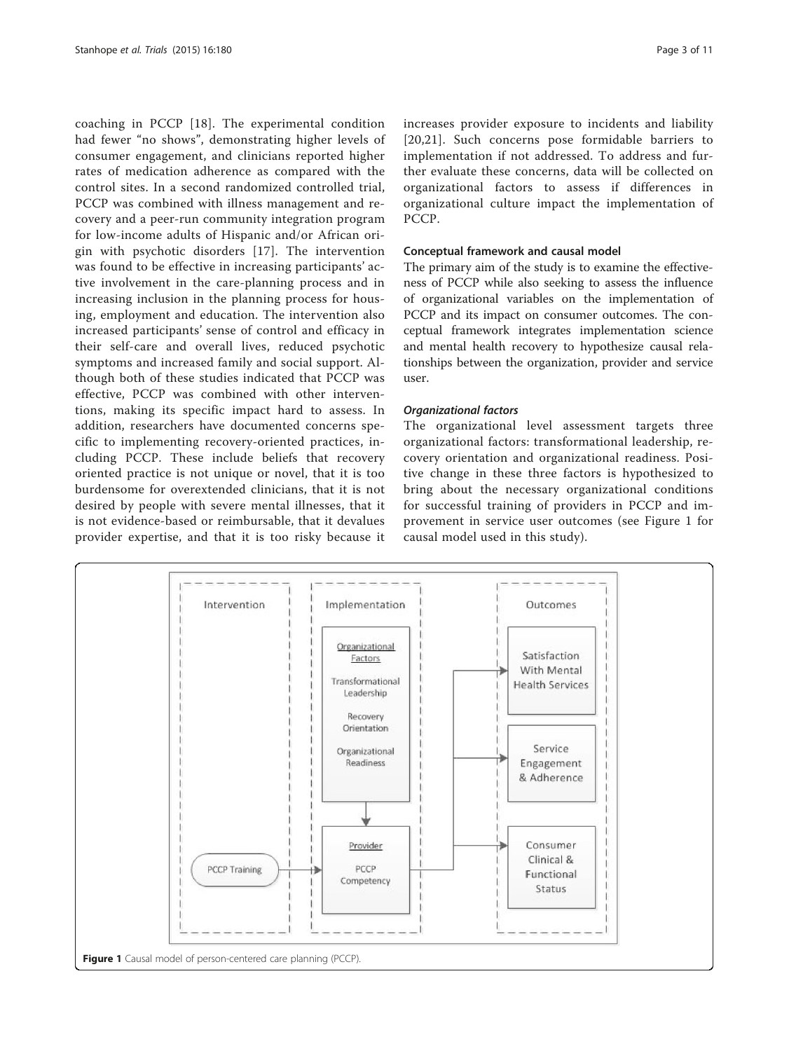coaching in PCCP [18]. The experimental condition had fewer "no shows", demonstrating higher levels of consumer engagement, and clinicians reported higher rates of medication adherence as compared with the control sites. In a second randomized controlled trial, PCCP was combined with illness management and recovery and a peer-run community integration program for low-income adults of Hispanic and/or African origin with psychotic disorders [17]. The intervention was found to be effective in increasing participants' active involvement in the care-planning process and in increasing inclusion in the planning process for housing, employment and education. The intervention also increased participants' sense of control and efficacy in their self-care and overall lives, reduced psychotic symptoms and increased family and social support. Although both of these studies indicated that PCCP was effective, PCCP was combined with other interventions, making its specific impact hard to assess. In addition, researchers have documented concerns specific to implementing recovery-oriented practices, including PCCP. These include beliefs that recovery oriented practice is not unique or novel, that it is too burdensome for overextended clinicians, that it is not desired by people with severe mental illnesses, that it is not evidence-based or reimbursable, that it devalues provider expertise, and that it is too risky because it increases provider exposure to incidents and liability [20,21]. Such concerns pose formidable barriers to implementation if not addressed. To address and further evaluate these concerns, data will be collected on organizational factors to assess if differences in organizational culture impact the implementation of PCCP.

### Conceptual framework and causal model

The primary aim of the study is to examine the effectiveness of PCCP while also seeking to assess the influence of organizational variables on the implementation of PCCP and its impact on consumer outcomes. The conceptual framework integrates implementation science and mental health recovery to hypothesize causal relationships between the organization, provider and service user.

#### *Organizational factors*

The organizational level assessment targets three organizational factors: transformational leadership, recovery orientation and organizational readiness. Positive change in these three factors is hypothesized to bring about the necessary organizational conditions for successful training of providers in PCCP and improvement in service user outcomes (see Figure 1 for causal model used in this study).

**Figure 1** Causal model of person-centered care planning (PCCP).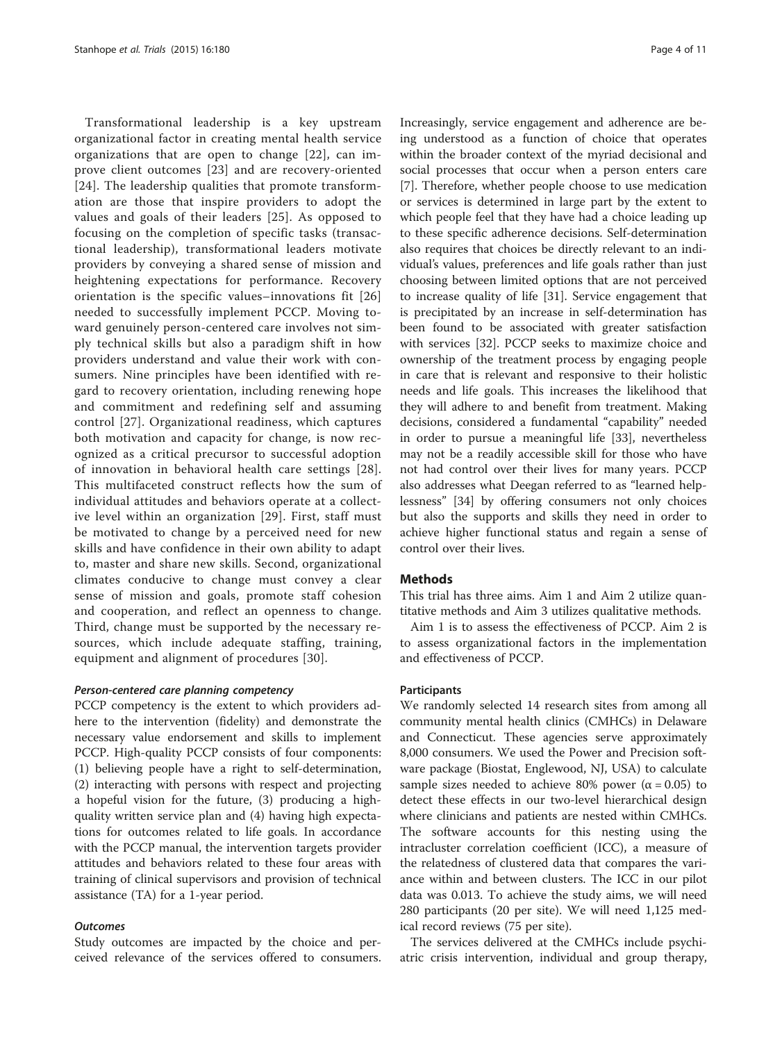Transformational leadership is a key upstream organizational factor in creating mental health service organizations that are open to change [22], can improve client outcomes [23] and are recovery-oriented [24]. The leadership qualities that promote transformation are those that inspire providers to adopt the values and goals of their leaders [25]. As opposed to focusing on the completion of specific tasks (transactional leadership), transformational leaders motivate providers by conveying a shared sense of mission and heightening expectations for performance. Recovery orientation is the specific values–innovations fit [26] needed to successfully implement PCCP. Moving toward genuinely person-centered care involves not simply technical skills but also a paradigm shift in how providers understand and value their work with consumers. Nine principles have been identified with regard to recovery orientation, including renewing hope and commitment and redefining self and assuming control [27]. Organizational readiness, which captures both motivation and capacity for change, is now recognized as a critical precursor to successful adoption of innovation in behavioral health care settings [28]. This multifaceted construct reflects how the sum of individual attitudes and behaviors operate at a collective level within an organization [29]. First, staff must be motivated to change by a perceived need for new skills and have confidence in their own ability to adapt to, master and share new skills. Second, organizational climates conducive to change must convey a clear sense of mission and goals, promote staff cohesion and cooperation, and reflect an openness to change. Third, change must be supported by the necessary resources, which include adequate staffing, training, equipment and alignment of procedures [30].

#### *Person-centered care planning competency*

PCCP competency is the extent to which providers adhere to the intervention (fidelity) and demonstrate the necessary value endorsement and skills to implement PCCP. High-quality PCCP consists of four components: (1) believing people have a right to self-determination, (2) interacting with persons with respect and projecting a hopeful vision for the future, (3) producing a high-quality written service plan and (4) having high expectations for outcomes related to life goals. In accordance with the PCCP manual, the intervention targets provider attitudes and behaviors related to these four areas with training of clinical supervisors and provision of technical assistance (TA) for a 1-year period.

#### *Outcomes*

Study outcomes are impacted by the choice and perceived relevance of the services offered to consumers. Increasingly, service engagement and adherence are being understood as a function of choice that operates within the broader context of the myriad decisional and social processes that occur when a person enters care [7]. Therefore, whether people choose to use medication or services is determined in large part by the extent to which people feel that they have had a choice leading up to these specific adherence decisions. Self-determination also requires that choices be directly relevant to an individual's values, preferences and life goals rather than just choosing between limited options that are not perceived to increase quality of life [31]. Service engagement that is precipitated by an increase in self-determination has been found to be associated with greater satisfaction with services [32]. PCCP seeks to maximize choice and ownership of the treatment process by engaging people in care that is relevant and responsive to their holistic needs and life goals. This increases the likelihood that they will adhere to and benefit from treatment. Making decisions, considered a fundamental "capability" needed in order to pursue a meaningful life [33], nevertheless may not be a readily accessible skill for those who have not had control over their lives for many years. PCCP also addresses what Deegan referred to as "learned helplessness" [34] by offering consumers not only choices but also the supports and skills they need in order to achieve higher functional status and regain a sense of control over their lives.

## Methods

This trial has three aims. Aim 1 and Aim 2 utilize quantitative methods and Aim 3 utilizes qualitative methods.

Aim 1 is to assess the effectiveness of PCCP. Aim 2 is to assess organizational factors in the implementation and effectiveness of PCCP.

### Participants

We randomly selected 14 research sites from among all community mental health clinics (CMHCs) in Delaware and Connecticut. These agencies serve approximately 8,000 consumers. We used the Power and Precision software package (Biostat, Englewood, NJ, USA) to calculate sample sizes needed to achieve 80% power ($\alpha = 0.05$) to detect these effects in our two-level hierarchical design where clinicians and patients are nested within CMHCs. The software accounts for this nesting using the intracluster correlation coefficient (ICC), a measure of the relatedness of clustered data that compares the variance within and between clusters. The ICC in our pilot data was 0.013. To achieve the study aims, we will need 280 participants (20 per site). We will need 1,125 medical record reviews (75 per site).

The services delivered at the CMHCs include psychiatric crisis intervention, individual and group therapy,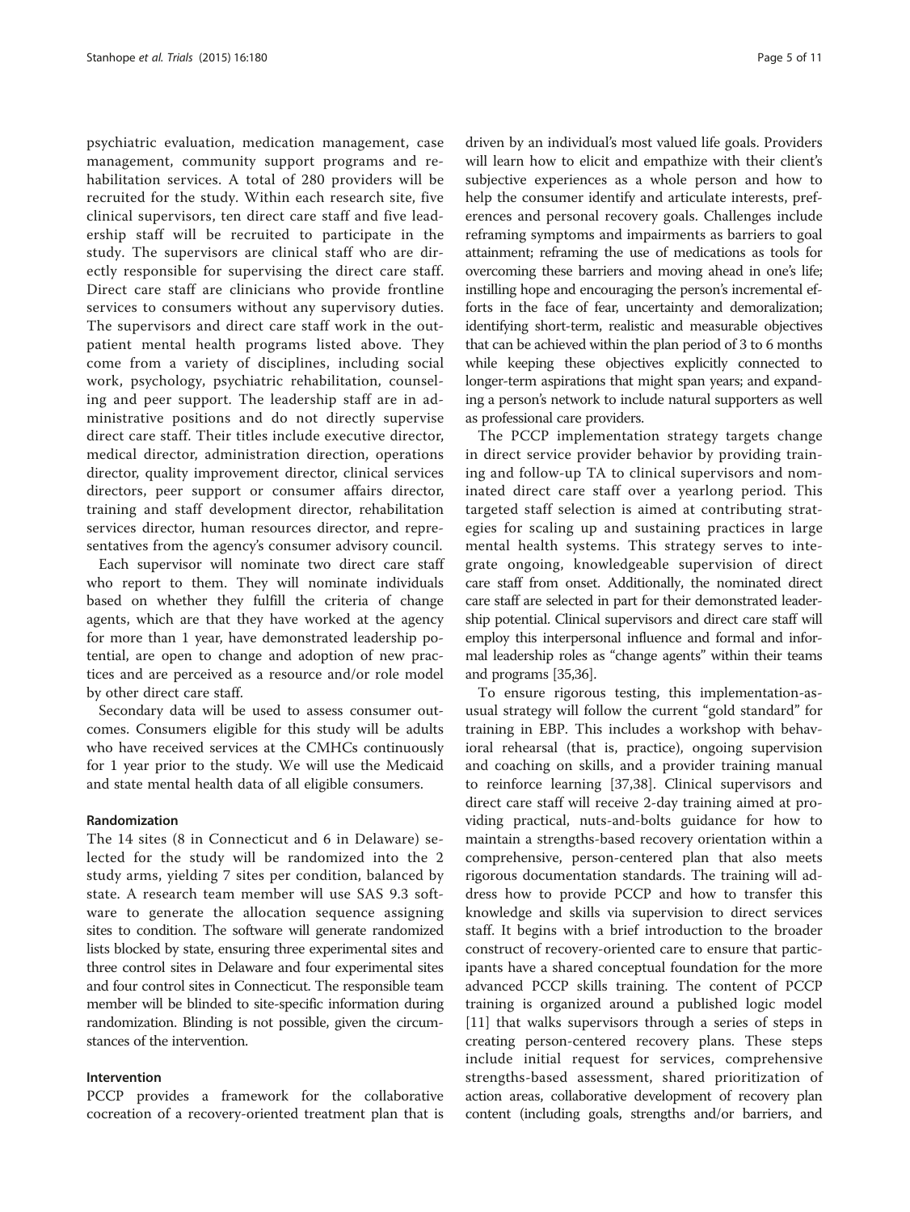psychiatric evaluation, medication management, case management, community support programs and rehabilitation services. A total of 280 providers will be recruited for the study. Within each research site, five clinical supervisors, ten direct care staff and five leadership staff will be recruited to participate in the study. The supervisors are clinical staff who are directly responsible for supervising the direct care staff. Direct care staff are clinicians who provide frontline services to consumers without any supervisory duties. The supervisors and direct care staff work in the outpatient mental health programs listed above. They come from a variety of disciplines, including social work, psychology, psychiatric rehabilitation, counseling and peer support. The leadership staff are in administrative positions and do not directly supervise direct care staff. Their titles include executive director, medical director, administration direction, operations director, quality improvement director, clinical services directors, peer support or consumer affairs director, training and staff development director, rehabilitation services director, human resources director, and representatives from the agency's consumer advisory council.

Each supervisor will nominate two direct care staff who report to them. They will nominate individuals based on whether they fulfill the criteria of change agents, which are that they have worked at the agency for more than 1 year, have demonstrated leadership potential, are open to change and adoption of new practices and are perceived as a resource and/or role model by other direct care staff.

Secondary data will be used to assess consumer outcomes. Consumers eligible for this study will be adults who have received services at the CMHCs continuously for 1 year prior to the study. We will use the Medicaid and state mental health data of all eligible consumers.

### Randomization

The 14 sites (8 in Connecticut and 6 in Delaware) selected for the study will be randomized into the 2 study arms, yielding 7 sites per condition, balanced by state. A research team member will use SAS 9.3 software to generate the allocation sequence assigning sites to condition. The software will generate randomized lists blocked by state, ensuring three experimental sites and three control sites in Delaware and four experimental sites and four control sites in Connecticut. The responsible team member will be blinded to site-specific information during randomization. Blinding is not possible, given the circumstances of the intervention.

### Intervention

PCCP provides a framework for the collaborative cocreation of a recovery-oriented treatment plan that is driven by an individual's most valued life goals. Providers will learn how to elicit and empathize with their client's subjective experiences as a whole person and how to help the consumer identify and articulate interests, preferences and personal recovery goals. Challenges include reframing symptoms and impairments as barriers to goal attainment; reframing the use of medications as tools for overcoming these barriers and moving ahead in one's life; instilling hope and encouraging the person's incremental efforts in the face of fear, uncertainty and demoralization; identifying short-term, realistic and measurable objectives that can be achieved within the plan period of 3 to 6 months while keeping these objectives explicitly connected to longer-term aspirations that might span years; and expanding a person's network to include natural supporters as well as professional care providers.

The PCCP implementation strategy targets change in direct service provider behavior by providing training and follow-up TA to clinical supervisors and nominated direct care staff over a yearlong period. This targeted staff selection is aimed at contributing strategies for scaling up and sustaining practices in large mental health systems. This strategy serves to integrate ongoing, knowledgeable supervision of direct care staff from onset. Additionally, the nominated direct care staff are selected in part for their demonstrated leadership potential. Clinical supervisors and direct care staff will employ this interpersonal influence and formal and informal leadership roles as "change agents" within their teams and programs [35,36].

To ensure rigorous testing, this implementation-as-usual strategy will follow the current "gold standard" for training in EBP. This includes a workshop with behavioral rehearsal (that is, practice), ongoing supervision and coaching on skills, and a provider training manual to reinforce learning [37,38]. Clinical supervisors and direct care staff will receive 2-day training aimed at providing practical, nuts-and-bolts guidance for how to maintain a strengths-based recovery orientation within a comprehensive, person-centered plan that also meets rigorous documentation standards. The training will address how to provide PCCP and how to transfer this knowledge and skills via supervision to direct services staff. It begins with a brief introduction to the broader construct of recovery-oriented care to ensure that participants have a shared conceptual foundation for the more advanced PCCP skills training. The content of PCCP training is organized around a published logic model [11] that walks supervisors through a series of steps in creating person-centered recovery plans. These steps include initial request for services, comprehensive strengths-based assessment, shared prioritization of action areas, collaborative development of recovery plan content (including goals, strengths and/or barriers, and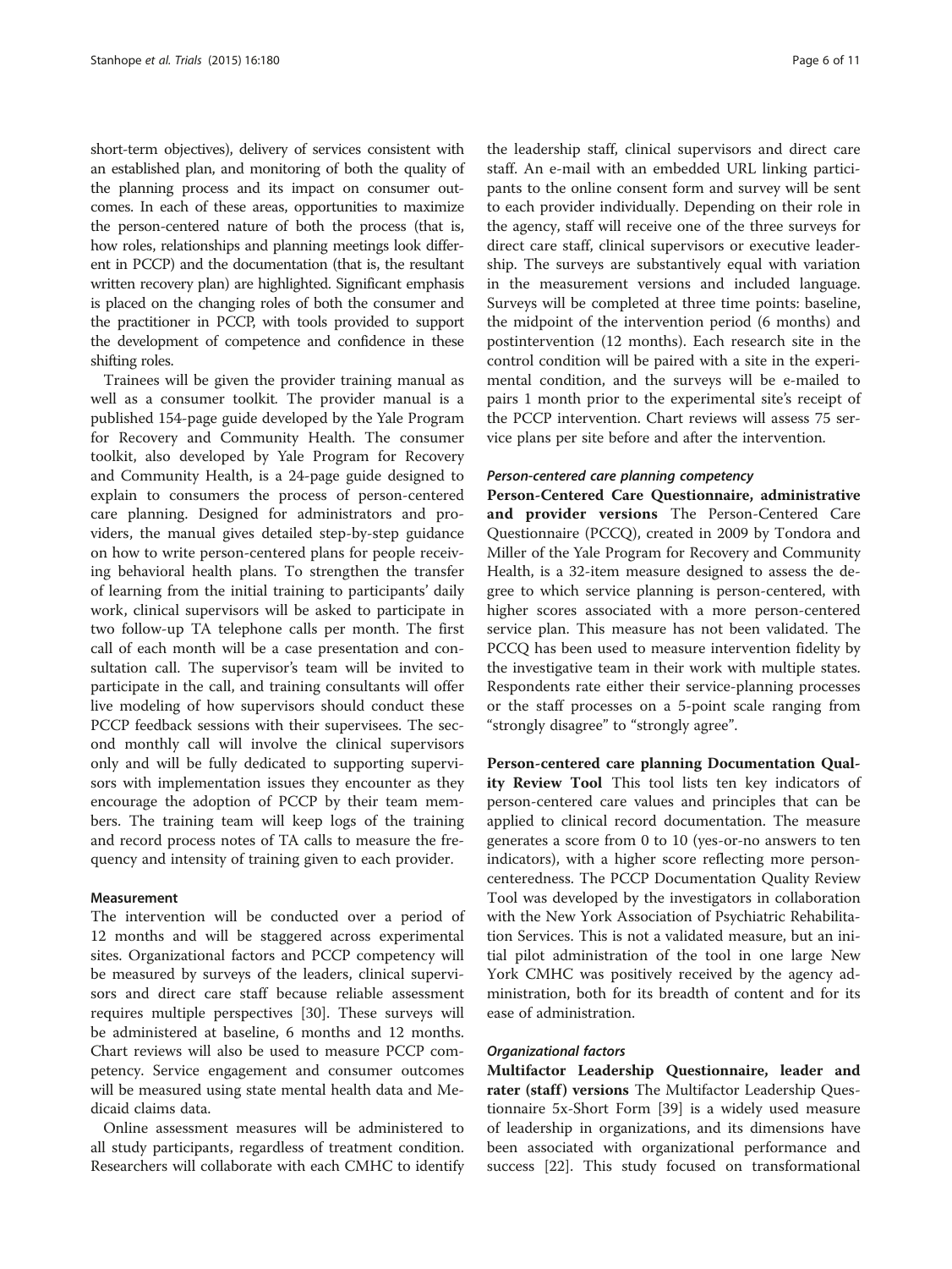short-term objectives), delivery of services consistent with an established plan, and monitoring of both the quality of the planning process and its impact on consumer outcomes. In each of these areas, opportunities to maximize the person-centered nature of both the process (that is, how roles, relationships and planning meetings look different in PCCP) and the documentation (that is, the resultant written recovery plan) are highlighted. Significant emphasis is placed on the changing roles of both the consumer and the practitioner in PCCP, with tools provided to support the development of competence and confidence in these shifting roles.

Trainees will be given the provider training manual as well as a consumer toolkit. The provider manual is a published 154-page guide developed by the Yale Program for Recovery and Community Health. The consumer toolkit, also developed by Yale Program for Recovery and Community Health, is a 24-page guide designed to explain to consumers the process of person-centered care planning. Designed for administrators and providers, the manual gives detailed step-by-step guidance on how to write person-centered plans for people receiving behavioral health plans. To strengthen the transfer of learning from the initial training to participants' daily work, clinical supervisors will be asked to participate in two follow-up TA telephone calls per month. The first call of each month will be a case presentation and consultation call. The supervisor's team will be invited to participate in the call, and training consultants will offer live modeling of how supervisors should conduct these PCCP feedback sessions with their supervisees. The second monthly call will involve the clinical supervisors only and will be fully dedicated to supporting supervisors with implementation issues they encounter as they encourage the adoption of PCCP by their team members. The training team will keep logs of the training and record process notes of TA calls to measure the frequency and intensity of training given to each provider.

### Measurement

The intervention will be conducted over a period of 12 months and will be staggered across experimental sites. Organizational factors and PCCP competency will be measured by surveys of the leaders, clinical supervisors and direct care staff because reliable assessment requires multiple perspectives [30]. These surveys will be administered at baseline, 6 months and 12 months. Chart reviews will also be used to measure PCCP competency. Service engagement and consumer outcomes will be measured using state mental health data and Medicaid claims data.

Online assessment measures will be administered to all study participants, regardless of treatment condition. Researchers will collaborate with each CMHC to identify the leadership staff, clinical supervisors and direct care staff. An e-mail with an embedded URL linking participants to the online consent form and survey will be sent to each provider individually. Depending on their role in the agency, staff will receive one of the three surveys for direct care staff, clinical supervisors or executive leadership. The surveys are substantively equal with variation in the measurement versions and included language. Surveys will be completed at three time points: baseline, the midpoint of the intervention period (6 months) and postintervention (12 months). Each research site in the control condition will be paired with a site in the experimental condition, and the surveys will be e-mailed to pairs 1 month prior to the experimental site's receipt of the PCCP intervention. Chart reviews will assess 75 service plans per site before and after the intervention.

#### *Person-centered care planning competency*

**Person-Centered Care Questionnaire, administrative and provider versions** The Person-Centered Care Questionnaire (PCCQ), created in 2009 by Tondora and Miller of the Yale Program for Recovery and Community Health, is a 32-item measure designed to assess the degree to which service planning is person-centered, with higher scores associated with a more person-centered service plan. This measure has not been validated. The PCCQ has been used to measure intervention fidelity by the investigative team in their work with multiple states. Respondents rate either their service-planning processes or the staff processes on a 5-point scale ranging from "strongly disagree" to "strongly agree".

**Person-centered care planning Documentation Quality Review Tool** This tool lists ten key indicators of person-centered care values and principles that can be applied to clinical record documentation. The measure generates a score from 0 to 10 (yes-or-no answers to ten indicators), with a higher score reflecting more person-centeredness. The PCCP Documentation Quality Review Tool was developed by the investigators in collaboration with the New York Association of Psychiatric Rehabilitation Services. This is not a validated measure, but an initial pilot administration of the tool in one large New York CMHC was positively received by the agency administration, both for its breadth of content and for its ease of administration.

#### *Organizational factors*

**Multifactor Leadership Questionnaire, leader and rater (staff) versions** The Multifactor Leadership Questionnaire 5x-Short Form [39] is a widely used measure of leadership in organizations, and its dimensions have been associated with organizational performance and success [22]. This study focused on transformational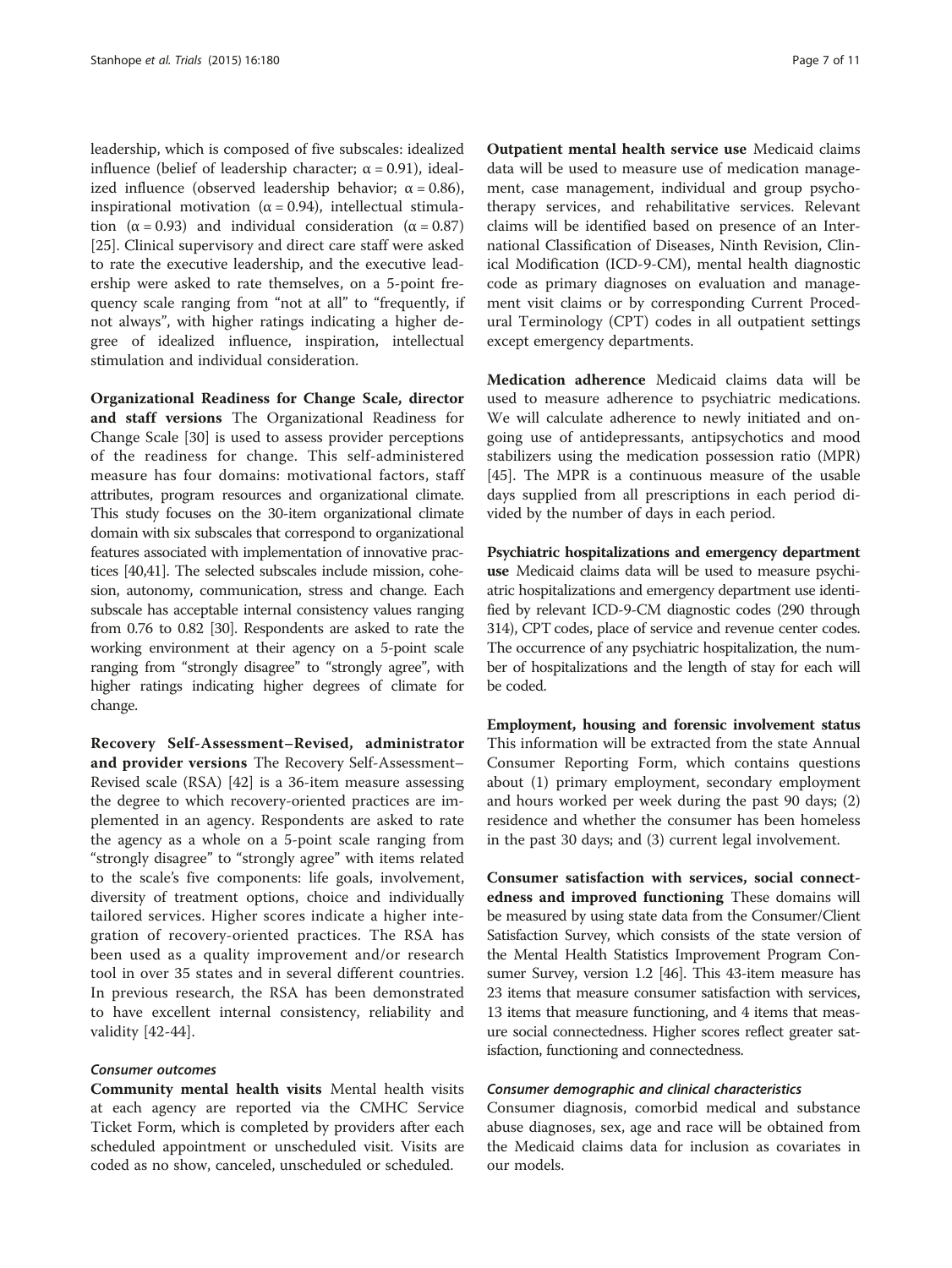leadership, which is composed of five subscales: idealized influence (belief of leadership character; α = 0.91), idealized influence (observed leadership behavior; α = 0.86), inspirational motivation (α = 0.94), intellectual stimulation (α = 0.93) and individual consideration (α = 0.87) [25]. Clinical supervisory and direct care staff were asked to rate the executive leadership, and the executive leadership were asked to rate themselves, on a 5-point frequency scale ranging from "not at all" to "frequently, if not always", with higher ratings indicating a higher degree of idealized influence, inspiration, intellectual stimulation and individual consideration.

**Organizational Readiness for Change Scale, director and staff versions** The Organizational Readiness for Change Scale [30] is used to assess provider perceptions of the readiness for change. This self-administered measure has four domains: motivational factors, staff attributes, program resources and organizational climate. This study focuses on the 30-item organizational climate domain with six subscales that correspond to organizational features associated with implementation of innovative practices [40,41]. The selected subscales include mission, cohesion, autonomy, communication, stress and change. Each subscale has acceptable internal consistency values ranging from 0.76 to 0.82 [30]. Respondents are asked to rate the working environment at their agency on a 5-point scale ranging from "strongly disagree" to "strongly agree", with higher ratings indicating higher degrees of climate for change.

**Recovery Self-Assessment–Revised, administrator and provider versions** The Recovery Self-Assessment–Revised scale (RSA) [42] is a 36-item measure assessing the degree to which recovery-oriented practices are implemented in an agency. Respondents are asked to rate the agency as a whole on a 5-point scale ranging from "strongly disagree" to "strongly agree" with items related to the scale's five components: life goals, involvement, diversity of treatment options, choice and individually tailored services. Higher scores indicate a higher integration of recovery-oriented practices. The RSA has been used as a quality improvement and/or research tool in over 35 states and in several different countries. In previous research, the RSA has been demonstrated to have excellent internal consistency, reliability and validity [42-44].

### *Consumer outcomes*

**Community mental health visits** Mental health visits at each agency are reported via the CMHC Service Ticket Form, which is completed by providers after each scheduled appointment or unscheduled visit. Visits are coded as no show, canceled, unscheduled or scheduled.

**Outpatient mental health service use** Medicaid claims data will be used to measure use of medication management, case management, individual and group psychotherapy services, and rehabilitative services. Relevant claims will be identified based on presence of an International Classification of Diseases, Ninth Revision, Clinical Modification (ICD-9-CM), mental health diagnostic code as primary diagnoses on evaluation and management visit claims or by corresponding Current Procedural Terminology (CPT) codes in all outpatient settings except emergency departments.

**Medication adherence** Medicaid claims data will be used to measure adherence to psychiatric medications. We will calculate adherence to newly initiated and ongoing use of antidepressants, antipsychotics and mood stabilizers using the medication possession ratio (MPR) [45]. The MPR is a continuous measure of the usable days supplied from all prescriptions in each period divided by the number of days in each period.

**Psychiatric hospitalizations and emergency department use** Medicaid claims data will be used to measure psychiatric hospitalizations and emergency department use identified by relevant ICD-9-CM diagnostic codes (290 through 314), CPT codes, place of service and revenue center codes. The occurrence of any psychiatric hospitalization, the number of hospitalizations and the length of stay for each will be coded.

**Employment, housing and forensic involvement status** This information will be extracted from the state Annual Consumer Reporting Form, which contains questions about (1) primary employment, secondary employment and hours worked per week during the past 90 days; (2) residence and whether the consumer has been homeless in the past 30 days; and (3) current legal involvement.

**Consumer satisfaction with services, social connectedness and improved functioning** These domains will be measured by using state data from the Consumer/Client Satisfaction Survey, which consists of the state version of the Mental Health Statistics Improvement Program Consumer Survey, version 1.2 [46]. This 43-item measure has 23 items that measure consumer satisfaction with services, 13 items that measure functioning, and 4 items that measure social connectedness. Higher scores reflect greater satisfaction, functioning and connectedness.

### *Consumer demographic and clinical characteristics*

Consumer diagnosis, comorbid medical and substance abuse diagnoses, sex, age and race will be obtained from the Medicaid claims data for inclusion as covariates in our models.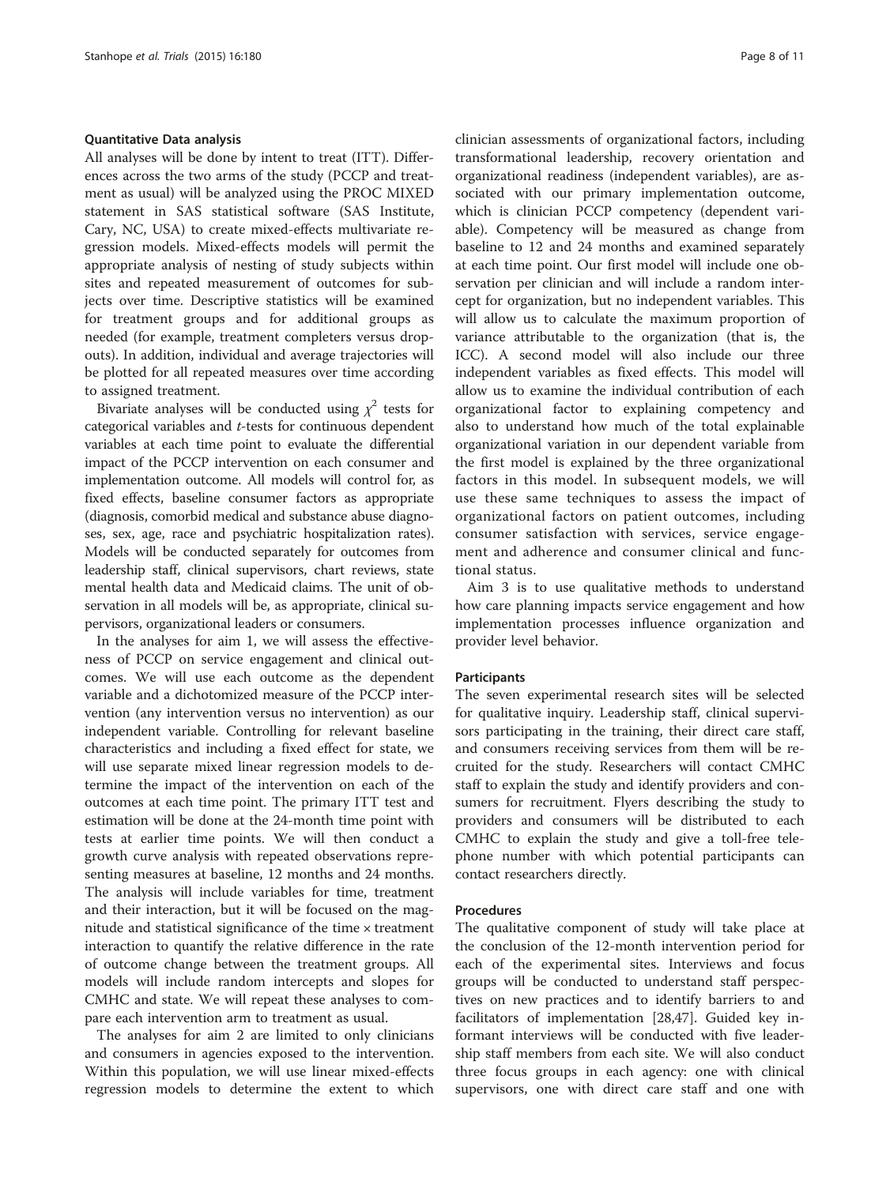### Quantitative Data analysis

All analyses will be done by intent to treat (ITT). Differences across the two arms of the study (PCCP and treatment as usual) will be analyzed using the PROC MIXED statement in SAS statistical software (SAS Institute, Cary, NC, USA) to create mixed-effects multivariate regression models. Mixed-effects models will permit the appropriate analysis of nesting of study subjects within sites and repeated measurement of outcomes for subjects over time. Descriptive statistics will be examined for treatment groups and for additional groups as needed (for example, treatment completers versus dropouts). In addition, individual and average trajectories will be plotted for all repeated measures over time according to assigned treatment.

Bivariate analyses will be conducted using $\chi^2$ tests for categorical variables and *t*-tests for continuous dependent variables at each time point to evaluate the differential impact of the PCCP intervention on each consumer and implementation outcome. All models will control for, as fixed effects, baseline consumer factors as appropriate (diagnosis, comorbid medical and substance abuse diagnoses, sex, age, race and psychiatric hospitalization rates). Models will be conducted separately for outcomes from leadership staff, clinical supervisors, chart reviews, state mental health data and Medicaid claims. The unit of observation in all models will be, as appropriate, clinical supervisors, organizational leaders or consumers.

In the analyses for aim 1, we will assess the effectiveness of PCCP on service engagement and clinical outcomes. We will use each outcome as the dependent variable and a dichotomized measure of the PCCP intervention (any intervention versus no intervention) as our independent variable. Controlling for relevant baseline characteristics and including a fixed effect for state, we will use separate mixed linear regression models to determine the impact of the intervention on each of the outcomes at each time point. The primary ITT test and estimation will be done at the 24-month time point with tests at earlier time points. We will then conduct a growth curve analysis with repeated observations representing measures at baseline, 12 months and 24 months. The analysis will include variables for time, treatment and their interaction, but it will be focused on the magnitude and statistical significance of the time × treatment interaction to quantify the relative difference in the rate of outcome change between the treatment groups. All models will include random intercepts and slopes for CMHC and state. We will repeat these analyses to compare each intervention arm to treatment as usual.

The analyses for aim 2 are limited to only clinicians and consumers in agencies exposed to the intervention. Within this population, we will use linear mixed-effects regression models to determine the extent to which clinician assessments of organizational factors, including transformational leadership, recovery orientation and organizational readiness (independent variables), are associated with our primary implementation outcome, which is clinician PCCP competency (dependent variable). Competency will be measured as change from baseline to 12 and 24 months and examined separately at each time point. Our first model will include one observation per clinician and will include a random intercept for organization, but no independent variables. This will allow us to calculate the maximum proportion of variance attributable to the organization (that is, the ICC). A second model will also include our three independent variables as fixed effects. This model will allow us to examine the individual contribution of each organizational factor to explaining competency and also to understand how much of the total explainable organizational variation in our dependent variable from the first model is explained by the three organizational factors in this model. In subsequent models, we will use these same techniques to assess the impact of organizational factors on patient outcomes, including consumer satisfaction with services, service engagement and adherence and consumer clinical and functional status.

Aim 3 is to use qualitative methods to understand how care planning impacts service engagement and how implementation processes influence organization and provider level behavior.

#### Participants

The seven experimental research sites will be selected for qualitative inquiry. Leadership staff, clinical supervisors participating in the training, their direct care staff, and consumers receiving services from them will be recruited for the study. Researchers will contact CMHC staff to explain the study and identify providers and consumers for recruitment. Flyers describing the study to providers and consumers will be distributed to each CMHC to explain the study and give a toll-free telephone number with which potential participants can contact researchers directly.

#### Procedures

The qualitative component of study will take place at the conclusion of the 12-month intervention period for each of the experimental sites. Interviews and focus groups will be conducted to understand staff perspectives on new practices and to identify barriers to and facilitators of implementation [28,47]. Guided key informant interviews will be conducted with five leadership staff members from each site. We will also conduct three focus groups in each agency: one with clinical supervisors, one with direct care staff and one with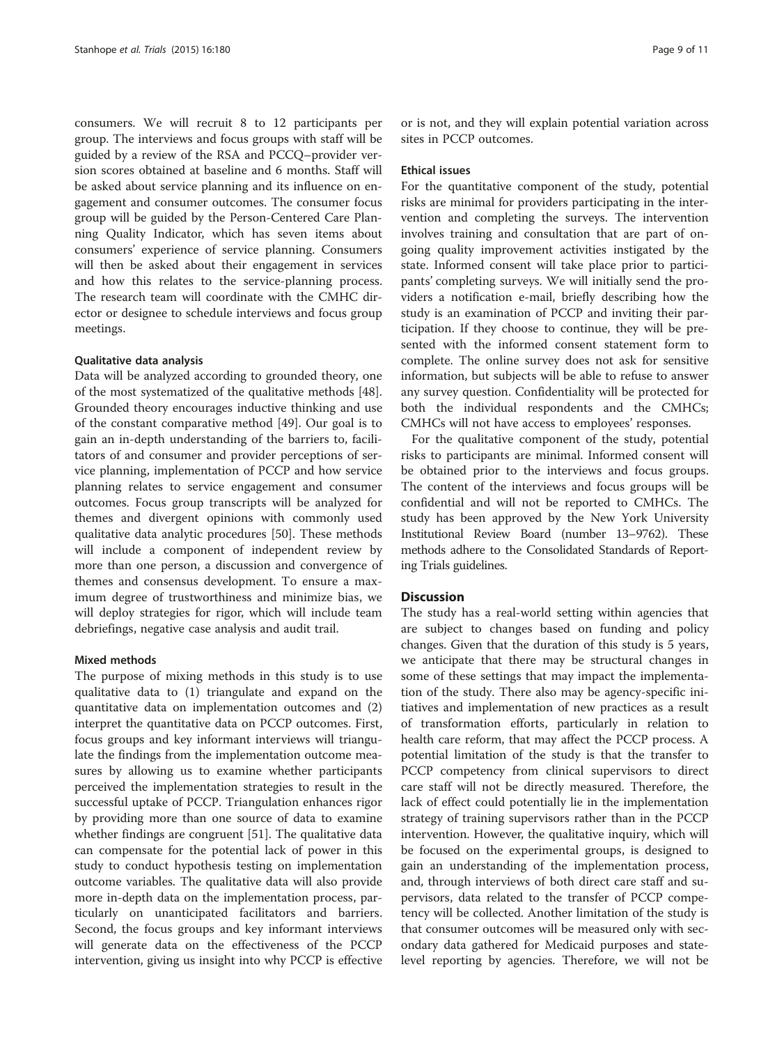consumers. We will recruit 8 to 12 participants per group. The interviews and focus groups with staff will be guided by a review of the RSA and PCCQ–provider version scores obtained at baseline and 6 months. Staff will be asked about service planning and its influence on engagement and consumer outcomes. The consumer focus group will be guided by the Person-Centered Care Planning Quality Indicator, which has seven items about consumers' experience of service planning. Consumers will then be asked about their engagement in services and how this relates to the service-planning process. The research team will coordinate with the CMHC director or designee to schedule interviews and focus group meetings.

#### Qualitative data analysis

Data will be analyzed according to grounded theory, one of the most systematized of the qualitative methods [48]. Grounded theory encourages inductive thinking and use of the constant comparative method [49]. Our goal is to gain an in-depth understanding of the barriers to, facilitators of and consumer and provider perceptions of service planning, implementation of PCCP and how service planning relates to service engagement and consumer outcomes. Focus group transcripts will be analyzed for themes and divergent opinions with commonly used qualitative data analytic procedures [50]. These methods will include a component of independent review by more than one person, a discussion and convergence of themes and consensus development. To ensure a maximum degree of trustworthiness and minimize bias, we will deploy strategies for rigor, which will include team debriefings, negative case analysis and audit trail.

#### Mixed methods

The purpose of mixing methods in this study is to use qualitative data to (1) triangulate and expand on the quantitative data on implementation outcomes and (2) interpret the quantitative data on PCCP outcomes. First, focus groups and key informant interviews will triangulate the findings from the implementation outcome measures by allowing us to examine whether participants perceived the implementation strategies to result in the successful uptake of PCCP. Triangulation enhances rigor by providing more than one source of data to examine whether findings are congruent [51]. The qualitative data can compensate for the potential lack of power in this study to conduct hypothesis testing on implementation outcome variables. The qualitative data will also provide more in-depth data on the implementation process, particularly on unanticipated facilitators and barriers. Second, the focus groups and key informant interviews will generate data on the effectiveness of the PCCP intervention, giving us insight into why PCCP is effective or is not, and they will explain potential variation across sites in PCCP outcomes.

#### Ethical issues

For the quantitative component of the study, potential risks are minimal for providers participating in the intervention and completing the surveys. The intervention involves training and consultation that are part of ongoing quality improvement activities instigated by the state. Informed consent will take place prior to participants' completing surveys. We will initially send the providers a notification e-mail, briefly describing how the study is an examination of PCCP and inviting their participation. If they choose to continue, they will be presented with the informed consent statement form to complete. The online survey does not ask for sensitive information, but subjects will be able to refuse to answer any survey question. Confidentiality will be protected for both the individual respondents and the CMHCs; CMHCs will not have access to employees' responses.

For the qualitative component of the study, potential risks to participants are minimal. Informed consent will be obtained prior to the interviews and focus groups. The content of the interviews and focus groups will be confidential and will not be reported to CMHCs. The study has been approved by the New York University Institutional Review Board (number 13–9762). These methods adhere to the Consolidated Standards of Reporting Trials guidelines.

## Discussion

The study has a real-world setting within agencies that are subject to changes based on funding and policy changes. Given that the duration of this study is 5 years, we anticipate that there may be structural changes in some of these settings that may impact the implementation of the study. There also may be agency-specific initiatives and implementation of new practices as a result of transformation efforts, particularly in relation to health care reform, that may affect the PCCP process. A potential limitation of the study is that the transfer to PCCP competency from clinical supervisors to direct care staff will not be directly measured. Therefore, the lack of effect could potentially lie in the implementation strategy of training supervisors rather than in the PCCP intervention. However, the qualitative inquiry, which will be focused on the experimental groups, is designed to gain an understanding of the implementation process, and, through interviews of both direct care staff and supervisors, data related to the transfer of PCCP competency will be collected. Another limitation of the study is that consumer outcomes will be measured only with secondary data gathered for Medicaid purposes and state-level reporting by agencies. Therefore, we will not be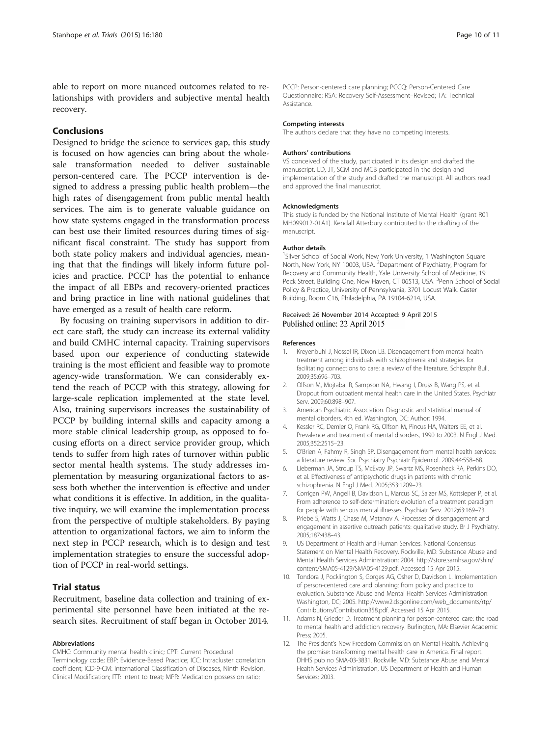able to report on more nuanced outcomes related to relationships with providers and subjective mental health recovery.

## Conclusions

Designed to bridge the science to services gap, this study is focused on how agencies can bring about the wholesale transformation needed to deliver sustainable person-centered care. The PCCP intervention is designed to address a pressing public health problem—the high rates of disengagement from public mental health services. The aim is to generate valuable guidance on how state systems engaged in the transformation process can best use their limited resources during times of significant fiscal constraint. The study has support from both state policy makers and individual agencies, meaning that that the findings will likely inform future policies and practice. PCCP has the potential to enhance the impact of all EBPs and recovery-oriented practices and bring practice in line with national guidelines that have emerged as a result of health care reform.

By focusing on training supervisors in addition to direct care staff, the study can increase its external validity and build CMHC internal capacity. Training supervisors based upon our experience of conducting statewide training is the most efficient and feasible way to promote agency-wide transformation. We can considerably extend the reach of PCCP with this strategy, allowing for large-scale replication implemented at the state level. Also, training supervisors increases the sustainability of PCCP by building internal skills and capacity among a more stable clinical leadership group, as opposed to focusing efforts on a direct service provider group, which tends to suffer from high rates of turnover within public sector mental health systems. The study addresses implementation by measuring organizational factors to assess both whether the intervention is effective and under what conditions it is effective. In addition, in the qualitative inquiry, we will examine the implementation process from the perspective of multiple stakeholders. By paying attention to organizational factors, we aim to inform the next step in PCCP research, which is to design and test implementation strategies to ensure the successful adoption of PCCP in real-world settings.

## Trial status

Recruitment, baseline data collection and training of experimental site personnel have been initiated at the research sites. Recruitment of staff began in October 2014.

#### Abbreviations

CMHC: Community mental health clinic; CPT: Current Procedural Terminology code; EBP: Evidence-Based Practice; ICC: Intracluster correlation coefficient; ICD-9-CM: International Classification of Diseases, Ninth Revision, Clinical Modification; ITT: Intent to treat; MPR: Medication possession ratio; PCCP: Person-centered care planning; PCCQ: Person-Centered Care Questionnaire; RSA: Recovery Self-Assessment–Revised; TA: Technical Assistance.

#### Competing interests

The authors declare that they have no competing interests.

#### Authors' contributions

VS conceived of the study, participated in its design and drafted the manuscript. LD, JT, SCM and MCB participated in the design and implementation of the study and drafted the manuscript. All authors read and approved the final manuscript.

#### Acknowledgments

This study is funded by the National Institute of Mental Health (grant R01 MH099012-01A1). Kendall Atterbury contributed to the drafting of the manuscript.

#### Author details

[1]Silver School of Social Work, New York University, 1 Washington Square North, New York, NY 10003, USA. [2]Department of Psychiatry, Program for Recovery and Community Health, Yale University School of Medicine, 19 Peck Street, Building One, New Haven, CT 06513, USA. [3]Penn School of Social Policy & Practice, University of Pennsylvania, 3701 Locust Walk, Caster Building, Room C16, Philadelphia, PA 19104-6214, USA.

Received: 26 November 2014 Accepted: 9 April 2015
Published online: 22 April 2015

#### References

1. Kreyenbuhl J, Nossel IR, Dixon LB. Disengagement from mental health treatment among individuals with schizophrenia and strategies for facilitating connections to care: a review of the literature. Schizophr Bull. 2009;35:696–703.
2. Olfson M, Mojtabai R, Sampson NA, Hwang I, Druss B, Wang PS, et al. Dropout from outpatient mental health care in the United States. Psychiatr Serv. 2009;60:898–907.
3. American Psychiatric Association. Diagnostic and statistical manual of mental disorders. 4th ed. Washington, DC: Author; 1994.
4. Kessler RC, Demler O, Frank RG, Olfson M, Pincus HA, Walters EE, et al. Prevalence and treatment of mental disorders, 1990 to 2003. N Engl J Med. 2005;352:2515–23.
5. O'Brien A, Fahmy R, Singh SP. Disengagement from mental health services: a literature review. Soc Psychiatry Psychiatr Epidemiol. 2009;44:558–68.
6. Lieberman JA, Stroup TS, McEvoy JP, Swartz MS, Rosenheck RA, Perkins DO, et al. Effectiveness of antipsychotic drugs in patients with chronic schizophrenia. N Engl J Med. 2005;353:1209–23.
7. Corrigan PW, Angell B, Davidson L, Marcus SC, Salzer MS, Kottsieper P, et al. From adherence to self-determination: evolution of a treatment paradigm for people with serious mental illnesses. Psychiatr Serv. 2012;63:169–73.
8. Priebe S, Watts J, Chase M, Matanov A. Processes of disengagement and engagement in assertive outreach patients: qualitative study. Br J Psychiatry. 2005;187:438–43.
9. US Department of Health and Human Services. National Consensus Statement on Mental Health Recovery. Rockville, MD: Substance Abuse and Mental Health Services Administration; 2004. http://store.samhsa.gov/shin/content/SMA05-4129/SMA05-4129.pdf. Accessed 15 Apr 2015.
10. Tondora J, Pocklington S, Gorges AG, Osher D, Davidson L. Implementation of person-centered care and planning: from policy and practice to evaluation. Substance Abuse and Mental Health Services Administration: Washington, DC; 2005. http://www2.dsgonline.com/web_documents/rtp/Contributions/Contribution358.pdf. Accessed 15 Apr 2015.
11. Adams N, Grieder D. Treatment planning for person-centered care: the road to mental health and addiction recovery. Burlington, MA: Elsevier Academic Press; 2005.
12. The President's New Freedom Commission on Mental Health. Achieving the promise: transforming mental health care in America. Final report. DHHS pub no SMA-03-3831. Rockville, MD: Substance Abuse and Mental Health Services Administration, US Department of Health and Human Services; 2003.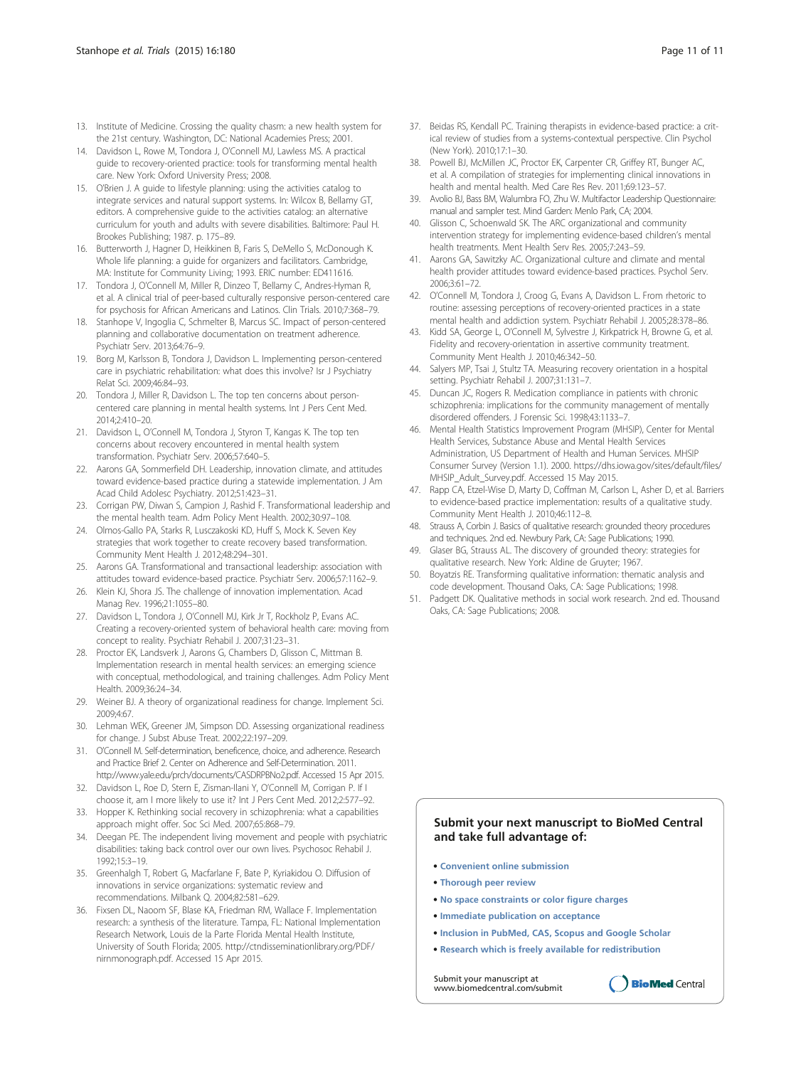13. Institute of Medicine. Crossing the quality chasm: a new health system for the 21st century. Washington, DC: National Academies Press; 2001.
14. Davidson L, Rowe M, Tondora J, O'Connell MJ, Lawless MS. A practical guide to recovery-oriented practice: tools for transforming mental health care. New York: Oxford University Press; 2008.
15. O'Brien J. A guide to lifestyle planning: using the activities catalog to integrate services and natural support systems. In: Wilcox B, Bellamy GT, editors. A comprehensive guide to the activities catalog: an alternative curriculum for youth and adults with severe disabilities. Baltimore: Paul H. Brookes Publishing; 1987. p. 175–89.
16. Butterworth J, Hagner D, Heikkinen B, Faris S, DeMello S, McDonough K. Whole life planning: a guide for organizers and facilitators. Cambridge, MA: Institute for Community Living; 1993. ERIC number: ED411616.
17. Tondora J, O'Connell M, Miller R, Dinzeo T, Bellamy C, Andres-Hyman R, et al. A clinical trial of peer-based culturally responsive person-centered care for psychosis for African Americans and Latinos. Clin Trials. 2010;7:368–79.
18. Stanhope V, Ingoglia C, Schmelter B, Marcus SC. Impact of person-centered planning and collaborative documentation on treatment adherence. Psychiatr Serv. 2013;64:76–9.
19. Borg M, Karlsson B, Tondora J, Davidson L. Implementing person-centered care in psychiatric rehabilitation: what does this involve? Isr J Psychiatry Relat Sci. 2009;46:84–93.
20. Tondora J, Miller R, Davidson L. The top ten concerns about person-centered care planning in mental health systems. Int J Pers Cent Med. 2014;2:410–20.
21. Davidson L, O'Connell M, Tondora J, Styron T, Kangas K. The top ten concerns about recovery encountered in mental health system transformation. Psychiatr Serv. 2006;57:640–5.
22. Aarons GA, Sommerfield DH. Leadership, innovation climate, and attitudes toward evidence-based practice during a statewide implementation. J Am Acad Child Adolesc Psychiatry. 2012;51:423–31.
23. Corrigan PW, Diwan S, Campion J, Rashid F. Transformational leadership and the mental health team. Adm Policy Ment Health. 2002;30:97–108.
24. Olmos-Gallo PA, Starks R, Lusczakoski KD, Huff S, Mock K. Seven Key strategies that work together to create recovery based transformation. Community Ment Health J. 2012;48:294–301.
25. Aarons GA. Transformational and transactional leadership: association with attitudes toward evidence-based practice. Psychiatr Serv. 2006;57:1162–9.
26. Klein KJ, Shora JS. The challenge of innovation implementation. Acad Manag Rev. 1996;21:1055–80.
27. Davidson L, Tondora J, O'Connell MJ, Kirk Jr T, Rockholz P, Evans AC. Creating a recovery-oriented system of behavioral health care: moving from concept to reality. Psychiatr Rehabil J. 2007;31:23–31.
28. Proctor EK, Landsverk J, Aarons G, Chambers D, Glisson C, Mittman B. Implementation research in mental health services: an emerging science with conceptual, methodological, and training challenges. Adm Policy Ment Health. 2009;36:24–34.
29. Weiner BJ. A theory of organizational readiness for change. Implement Sci. 2009;4:67.
30. Lehman WEK, Greener JM, Simpson DD. Assessing organizational readiness for change. J Subst Abuse Treat. 2002;22:197–209.
31. O'Connell M. Self-determination, beneficence, choice, and adherence. Research and Practice Brief 2. Center on Adherence and Self-Determination. 2011. http://www.yale.edu/prch/documents/CASDRPBNo2.pdf. Accessed 15 Apr 2015.
32. Davidson L, Roe D, Stern E, Zisman-Ilani Y, O'Connell M, Corrigan P. If I choose it, am I more likely to use it? Int J Pers Cent Med. 2012;2:577–92.
33. Hopper K. Rethinking social recovery in schizophrenia: what a capabilities approach might offer. Soc Sci Med. 2007;65:868–79.
34. Deegan PE. The independent living movement and people with psychiatric disabilities: taking back control over our own lives. Psychosoc Rehabil J. 1992;15:3–19.
35. Greenhalgh T, Robert G, Macfarlane F, Bate P, Kyriakidou O. Diffusion of innovations in service organizations: systematic review and recommendations. Milbank Q. 2004;82:581–629.
36. Fixsen DL, Naoom SF, Blase KA, Friedman RM, Wallace F. Implementation research: a synthesis of the literature. Tampa, FL: National Implementation Research Network, Louis de la Parte Florida Mental Health Institute, University of South Florida; 2005. http://ctndisseminationlibrary.org/PDF/nirnmonograph.pdf. Accessed 15 Apr 2015.
37. Beidas RS, Kendall PC. Training therapists in evidence-based practice: a critical review of studies from a systems-contextual perspective. Clin Psychol (New York). 2010;17:1–30.
38. Powell BJ, McMillen JC, Proctor EK, Carpenter CR, Griffey RT, Bunger AC, et al. A compilation of strategies for implementing clinical innovations in health and mental health. Med Care Res Rev. 2011;69:123–57.
39. Avolio BJ, Bass BM, Walumbra FO, Zhu W. Multifactor Leadership Questionnaire: manual and sampler test. Mind Garden: Menlo Park, CA; 2004.
40. Glisson C, Schoenwald SK. The ARC organizational and community intervention strategy for implementing evidence-based children's mental health treatments. Ment Health Serv Res. 2005;7:243–59.
41. Aarons GA, Sawitzky AC. Organizational culture and climate and mental health provider attitudes toward evidence-based practices. Psychol Serv. 2006;3:61–72.
42. O'Connell M, Tondora J, Croog G, Evans A, Davidson L. From rhetoric to routine: assessing perceptions of recovery-oriented practices in a state mental health and addiction system. Psychiatr Rehabil J. 2005;28:378–86.
43. Kidd SA, George L, O'Connell M, Sylvestre J, Kirkpatrick H, Browne G, et al. Fidelity and recovery-orientation in assertive community treatment. Community Ment Health J. 2010;46:342–50.
44. Salyers MP, Tsai J, Stultz TA. Measuring recovery orientation in a hospital setting. Psychiatr Rehabil J. 2007;31:131–7.
45. Duncan JC, Rogers R. Medication compliance in patients with chronic schizophrenia: implications for the community management of mentally disordered offenders. J Forensic Sci. 1998;43:1133–7.
46. Mental Health Statistics Improvement Program (MHSIP), Center for Mental Health Services, Substance Abuse and Mental Health Services Administration, US Department of Health and Human Services. MHSIP Consumer Survey (Version 1.1). 2000. https://dhs.iowa.gov/sites/default/files/MHSIP_Adult_Survey.pdf. Accessed 15 May 2015.
47. Rapp CA, Etzel-Wise D, Marty D, Coffman M, Carlson L, Asher D, et al. Barriers to evidence-based practice implementation: results of a qualitative study. Community Ment Health J. 2010;46:112–8.
48. Strauss A, Corbin J. Basics of qualitative research: grounded theory procedures and techniques. 2nd ed. Newbury Park, CA: Sage Publications; 1990.
49. Glaser BG, Strauss AL. The discovery of grounded theory: strategies for qualitative research. New York: Aldine de Gruyter; 1967.
50. Boyatzis RE. Transforming qualitative information: thematic analysis and code development. Thousand Oaks, CA: Sage Publications; 1998.
51. Padgett DK. Qualitative methods in social work research. 2nd ed. Thousand Oaks, CA: Sage Publications; 2008.

**Submit your next manuscript to BioMed Central and take full advantage of:**

- **Convenient online submission**
- **Thorough peer review**
- **No space constraints or color figure charges**
- **Immediate publication on acceptance**
- **Inclusion in PubMed, CAS, Scopus and Google Scholar**
- **Research which is freely available for redistribution**

Submit your manuscript at
www.biomedcentral.com/submit

BioMed Central